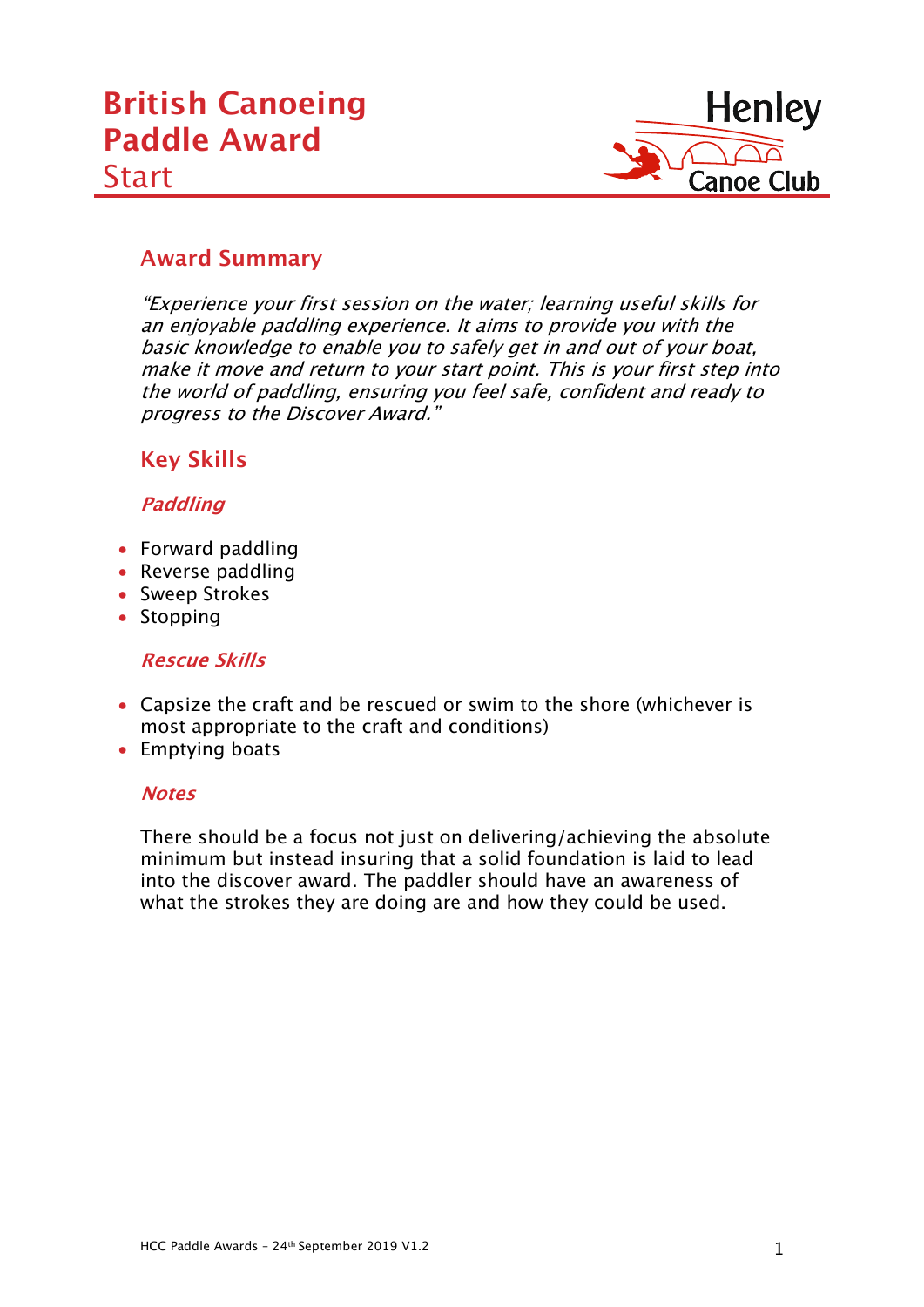# British Canoeing Paddle Award
# Start

Henley Canoe Club

## Award Summary

*"Experience your first session on the water; learning useful skills for an enjoyable paddling experience. It aims to provide you with the basic knowledge to enable you to safely get in and out of your boat, make it move and return to your start point. This is your first step into the world of paddling, ensuring you feel safe, confident and ready to progress to the Discover Award."*

## Key Skills

### *Paddling*

- Forward paddling
- Reverse paddling
- Sweep Strokes
- Stopping

### *Rescue Skills*

- Capsize the craft and be rescued or swim to the shore (whichever is most appropriate to the craft and conditions)
- Emptying boats

### *Notes*

There should be a focus not just on delivering/achieving the absolute minimum but instead insuring that a solid foundation is laid to lead into the discover award. The paddler should have an awareness of what the strokes they are doing are and how they could be used.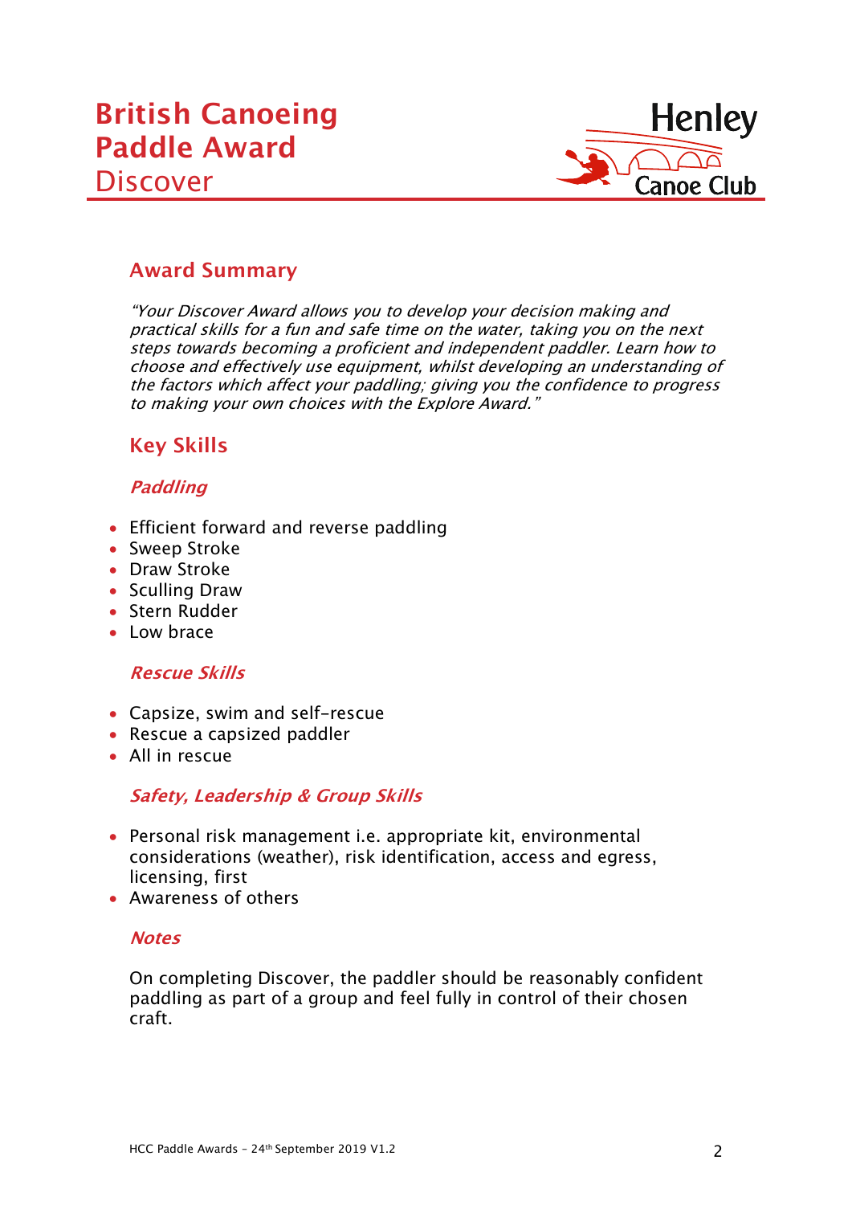# British Canoeing Paddle Award

## Discover

## Award Summary

*"Your Discover Award allows you to develop your decision making and practical skills for a fun and safe time on the water, taking you on the next steps towards becoming a proficient and independent paddler. Learn how to choose and effectively use equipment, whilst developing an understanding of the factors which affect your paddling; giving you the confidence to progress to making your own choices with the Explore Award."*

## Key Skills

### *Paddling*

- Efficient forward and reverse paddling
- Sweep Stroke
- Draw Stroke
- Sculling Draw
- Stern Rudder
- Low brace

### *Rescue Skills*

- Capsize, swim and self-rescue
- Rescue a capsized paddler
- All in rescue

### *Safety, Leadership & Group Skills*

- Personal risk management i.e. appropriate kit, environmental considerations (weather), risk identification, access and egress, licensing, first
- Awareness of others

### *Notes*

On completing Discover, the paddler should be reasonably confident paddling as part of a group and feel fully in control of their chosen craft.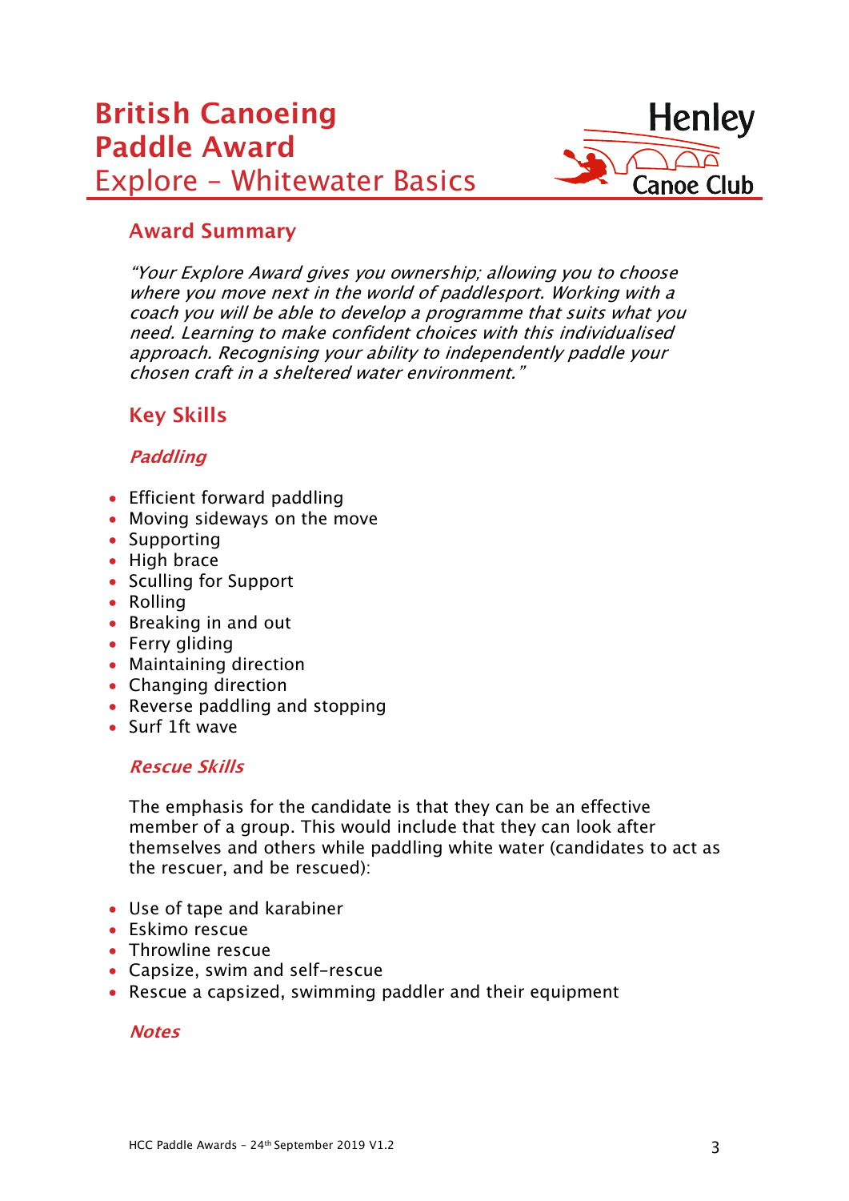# British Canoeing Paddle Award

## Explore – Whitewater Basics

Henley Canoe Club

### Award Summary

*"Your Explore Award gives you ownership; allowing you to choose where you move next in the world of paddlesport. Working with a coach you will be able to develop a programme that suits what you need. Learning to make confident choices with this individualised approach. Recognising your ability to independently paddle your chosen craft in a sheltered water environment."*

### Key Skills

#### *Paddling*

- Efficient forward paddling
- Moving sideways on the move
- Supporting
- High brace
- Sculling for Support
- Rolling
- Breaking in and out
- Ferry gliding
- Maintaining direction
- Changing direction
- Reverse paddling and stopping
- Surf 1ft wave

#### *Rescue Skills*

The emphasis for the candidate is that they can be an effective member of a group. This would include that they can look after themselves and others while paddling white water (candidates to act as the rescuer, and be rescued):

- Use of tape and karabiner
- Eskimo rescue
- Throwline rescue
- Capsize, swim and self-rescue
- Rescue a capsized, swimming paddler and their equipment

#### *Notes*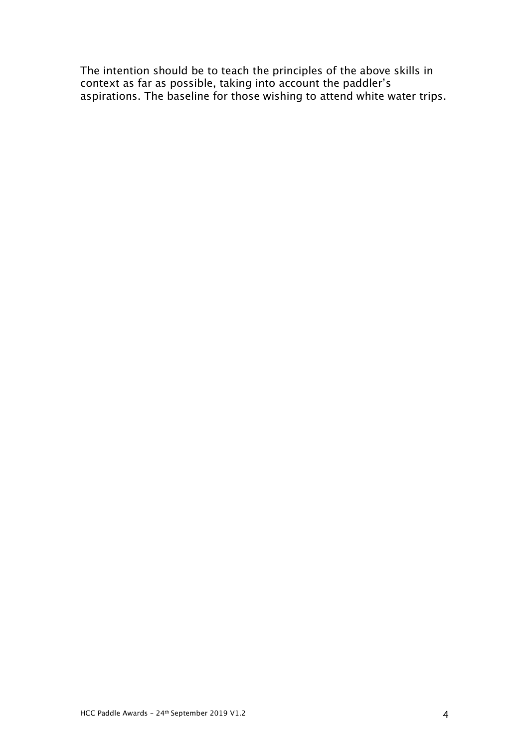The intention should be to teach the principles of the above skills in context as far as possible, taking into account the paddler's aspirations. The baseline for those wishing to attend white water trips.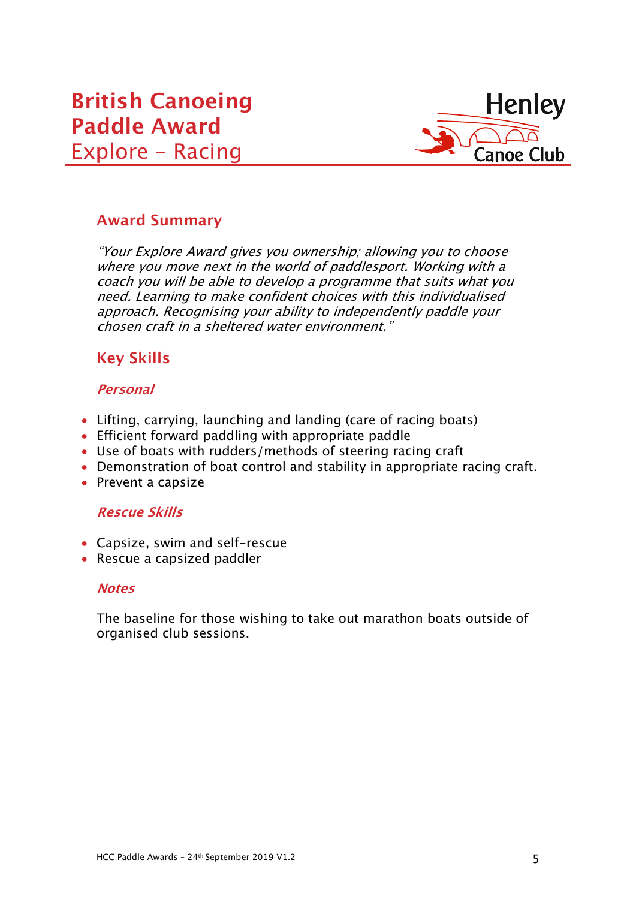# British Canoeing Paddle Award
## Explore – Racing

Henley Canoe Club

## Award Summary

*"Your Explore Award gives you ownership; allowing you to choose where you move next in the world of paddlesport. Working with a coach you will be able to develop a programme that suits what you need. Learning to make confident choices with this individualised approach. Recognising your ability to independently paddle your chosen craft in a sheltered water environment."*

## Key Skills

### *Personal*

- Lifting, carrying, launching and landing (care of racing boats)
- Efficient forward paddling with appropriate paddle
- Use of boats with rudders/methods of steering racing craft
- Demonstration of boat control and stability in appropriate racing craft.
- Prevent a capsize

### *Rescue Skills*

- Capsize, swim and self-rescue
- Rescue a capsized paddler

### *Notes*

The baseline for those wishing to take out marathon boats outside of organised club sessions.